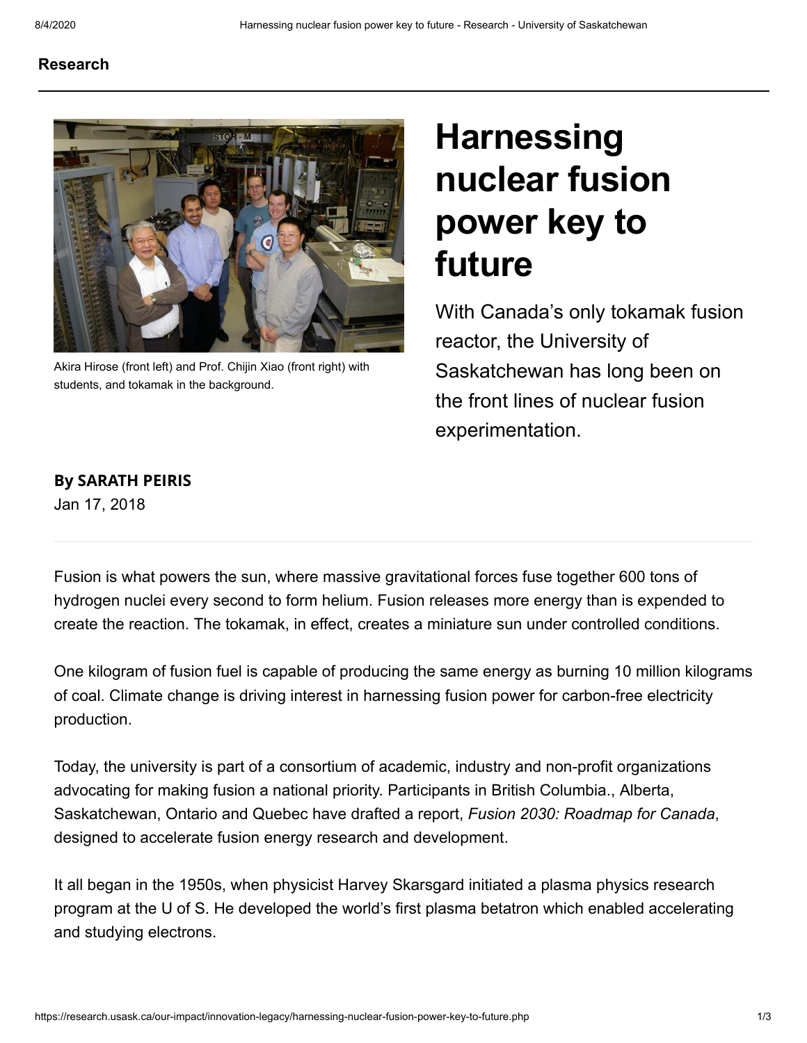**Research**

# Harnessing nuclear fusion power key to future

With Canada's only tokamak fusion reactor, the University of Saskatchewan has long been on the front lines of nuclear fusion experimentation.

Akira Hirose (front left) and Prof. Chijin Xiao (front right) with students, and tokamak in the background.

**By SARATH PEIRIS**
Jan 17, 2018

---

Fusion is what powers the sun, where massive gravitational forces fuse together 600 tons of hydrogen nuclei every second to form helium. Fusion releases more energy than is expended to create the reaction. The tokamak, in effect, creates a miniature sun under controlled conditions.

One kilogram of fusion fuel is capable of producing the same energy as burning 10 million kilograms of coal. Climate change is driving interest in harnessing fusion power for carbon-free electricity production.

Today, the university is part of a consortium of academic, industry and non-profit organizations advocating for making fusion a national priority. Participants in British Columbia., Alberta, Saskatchewan, Ontario and Quebec have drafted a report, *Fusion 2030: Roadmap for Canada*, designed to accelerate fusion energy research and development.

It all began in the 1950s, when physicist Harvey Skarsgard initiated a plasma physics research program at the U of S. He developed the world's first plasma betatron which enabled accelerating and studying electrons.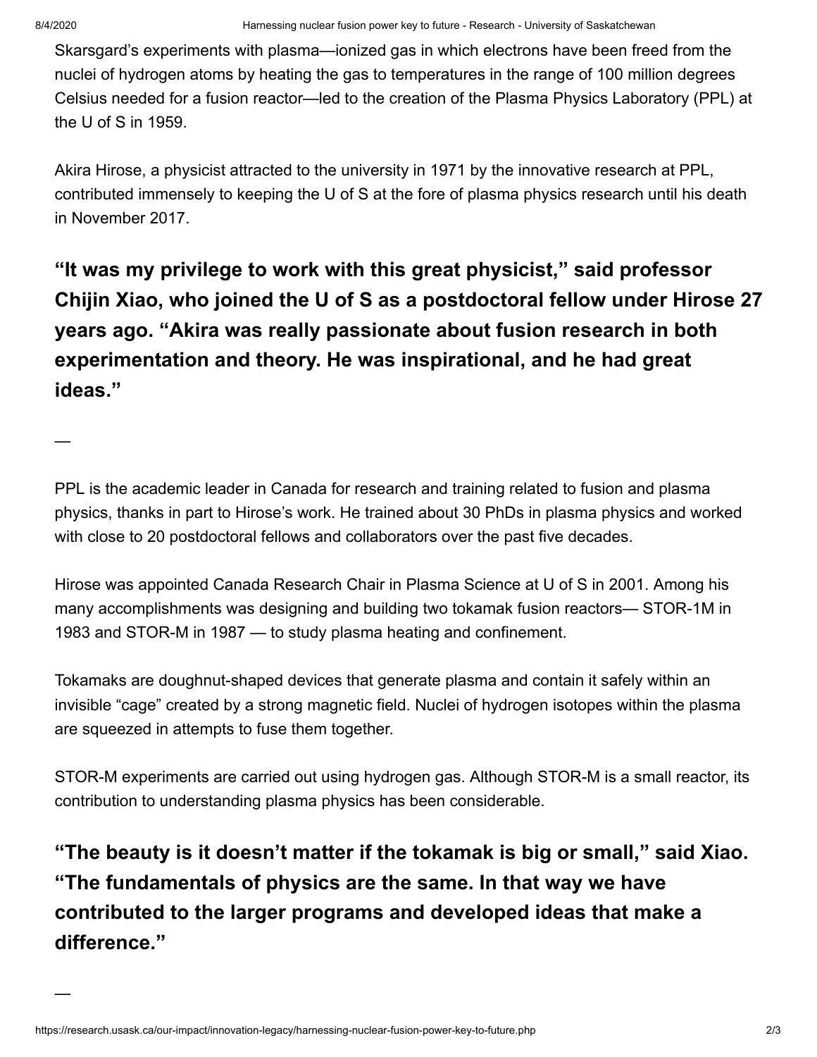Skarsgard's experiments with plasma—ionized gas in which electrons have been freed from the nuclei of hydrogen atoms by heating the gas to temperatures in the range of 100 million degrees Celsius needed for a fusion reactor—led to the creation of the Plasma Physics Laboratory (PPL) at the U of S in 1959.

Akira Hirose, a physicist attracted to the university in 1971 by the innovative research at PPL, contributed immensely to keeping the U of S at the fore of plasma physics research until his death in November 2017.

**"It was my privilege to work with this great physicist," said professor Chijin Xiao, who joined the U of S as a postdoctoral fellow under Hirose 27 years ago. "Akira was really passionate about fusion research in both experimentation and theory. He was inspirational, and he had great ideas."**

—

PPL is the academic leader in Canada for research and training related to fusion and plasma physics, thanks in part to Hirose's work. He trained about 30 PhDs in plasma physics and worked with close to 20 postdoctoral fellows and collaborators over the past five decades.

Hirose was appointed Canada Research Chair in Plasma Science at U of S in 2001. Among his many accomplishments was designing and building two tokamak fusion reactors— STOR-1M in 1983 and STOR-M in 1987 — to study plasma heating and confinement.

Tokamaks are doughnut-shaped devices that generate plasma and contain it safely within an invisible "cage" created by a strong magnetic field. Nuclei of hydrogen isotopes within the plasma are squeezed in attempts to fuse them together.

STOR-M experiments are carried out using hydrogen gas. Although STOR-M is a small reactor, its contribution to understanding plasma physics has been considerable.

**"The beauty is it doesn't matter if the tokamak is big or small," said Xiao. "The fundamentals of physics are the same. In that way we have contributed to the larger programs and developed ideas that make a difference."**

—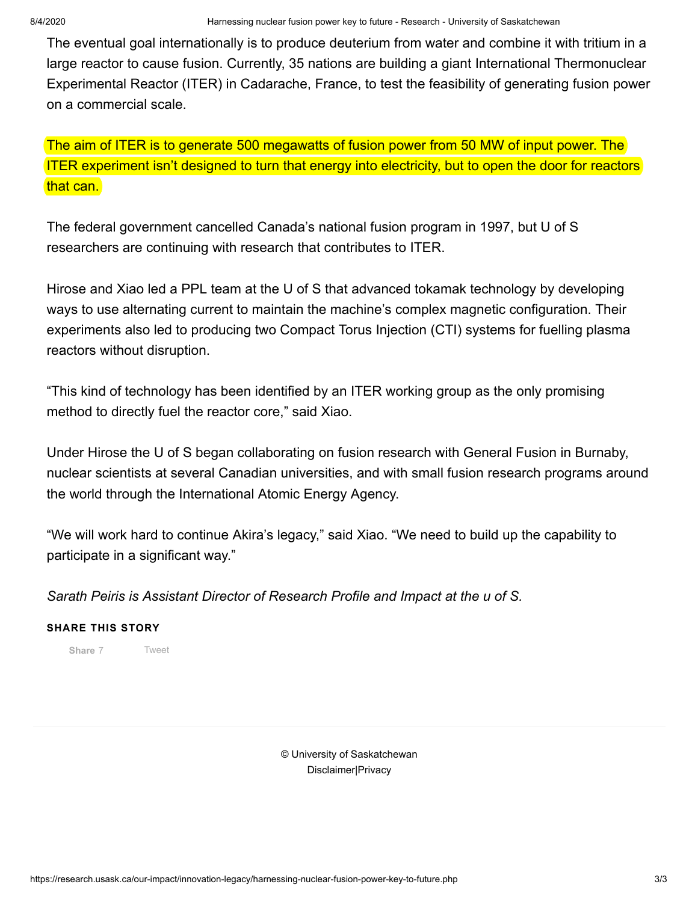The eventual goal internationally is to produce deuterium from water and combine it with tritium in a large reactor to cause fusion. Currently, 35 nations are building a giant International Thermonuclear Experimental Reactor (ITER) in Cadarache, France, to test the feasibility of generating fusion power on a commercial scale.

The aim of ITER is to generate 500 megawatts of fusion power from 50 MW of input power. The ITER experiment isn't designed to turn that energy into electricity, but to open the door for reactors that can.

The federal government cancelled Canada's national fusion program in 1997, but U of S researchers are continuing with research that contributes to ITER.

Hirose and Xiao led a PPL team at the U of S that advanced tokamak technology by developing ways to use alternating current to maintain the machine's complex magnetic configuration. Their experiments also led to producing two Compact Torus Injection (CTI) systems for fuelling plasma reactors without disruption.

"This kind of technology has been identified by an ITER working group as the only promising method to directly fuel the reactor core," said Xiao.

Under Hirose the U of S began collaborating on fusion research with General Fusion in Burnaby, nuclear scientists at several Canadian universities, and with small fusion research programs around the world through the International Atomic Energy Agency.

"We will work hard to continue Akira's legacy," said Xiao. "We need to build up the capability to participate in a significant way."

*Sarath Peiris is Assistant Director of Research Profile and Impact at the u of S.*

**SHARE THIS STORY**

Share 7 Tweet

© University of Saskatchewan
Disclaimer|Privacy